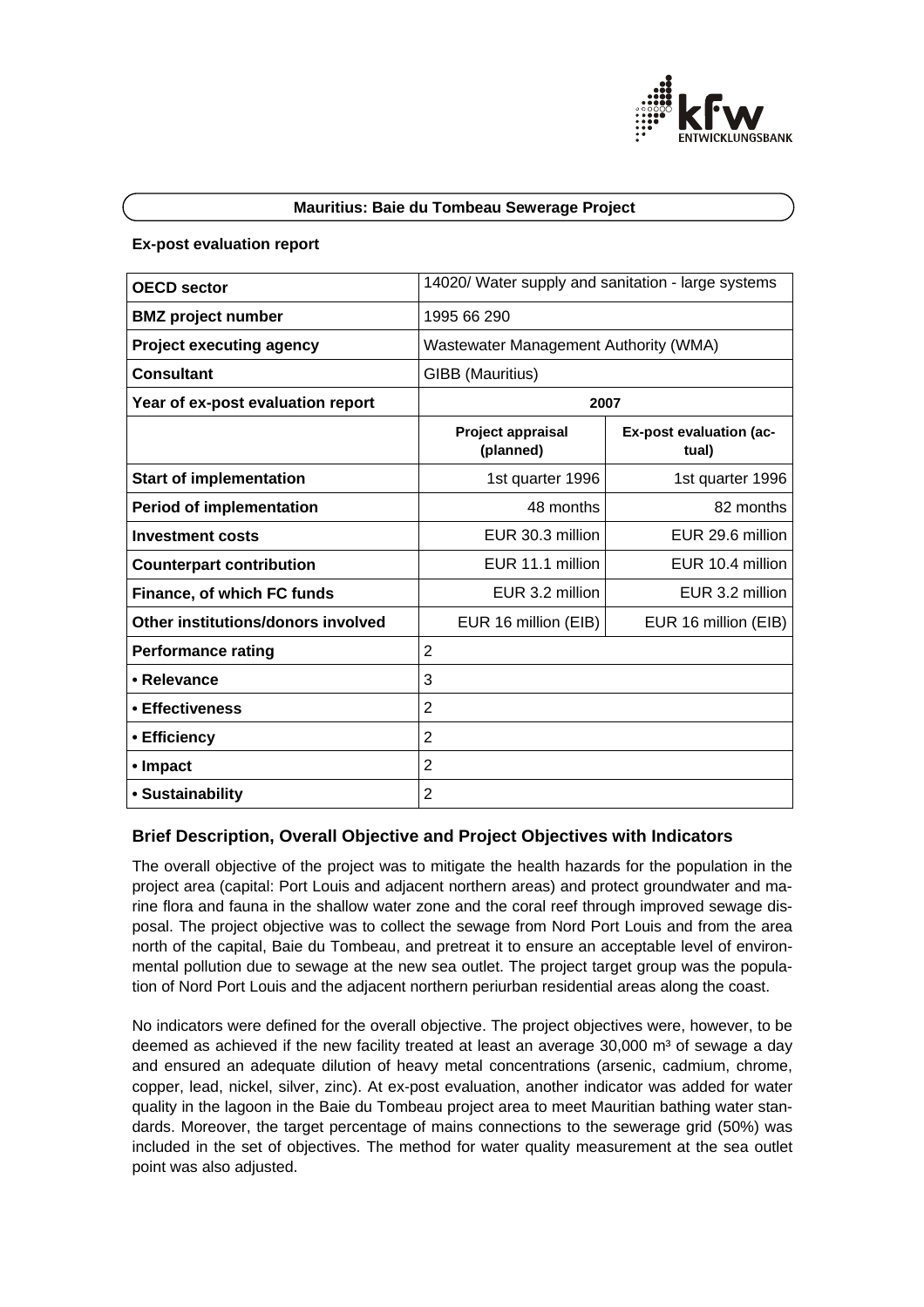# Mauritius: Baie du Tombeau Sewerage Project

**Ex-post evaluation report**

| **OECD sector** | 14020/ Water supply and sanitation - large systems | |
|---|---|---|
| **BMZ project number** | 1995 66 290 | |
| **Project executing agency** | Wastewater Management Authority (WMA) | |
| **Consultant** | GIBB (Mauritius) | |
| **Year of ex-post evaluation report** | **2007** | |
| | **Project appraisal (planned)** | **Ex-post evaluation (actual)** |
| **Start of implementation** | 1st quarter 1996 | 1st quarter 1996 |
| **Period of implementation** | 48 months | 82 months |
| **Investment costs** | EUR 30.3 million | EUR 29.6 million |
| **Counterpart contribution** | EUR 11.1 million | EUR 10.4 million |
| **Finance, of which FC funds** | EUR 3.2 million | EUR 3.2 million |
| **Other institutions/donors involved** | EUR 16 million (EIB) | EUR 16 million (EIB) |
| **Performance rating** | 2 | |
| **• Relevance** | 3 | |
| **• Effectiveness** | 2 | |
| **• Efficiency** | 2 | |
| **• Impact** | 2 | |
| **• Sustainability** | 2 | |

## Brief Description, Overall Objective and Project Objectives with Indicators

The overall objective of the project was to mitigate the health hazards for the population in the project area (capital: Port Louis and adjacent northern areas) and protect groundwater and marine flora and fauna in the shallow water zone and the coral reef through improved sewage disposal. The project objective was to collect the sewage from Nord Port Louis and from the area north of the capital, Baie du Tombeau, and pretreat it to ensure an acceptable level of environmental pollution due to sewage at the new sea outlet. The project target group was the population of Nord Port Louis and the adjacent northern periurban residential areas along the coast.

No indicators were defined for the overall objective. The project objectives were, however, to be deemed as achieved if the new facility treated at least an average 30,000 m³ of sewage a day and ensured an adequate dilution of heavy metal concentrations (arsenic, cadmium, chrome, copper, lead, nickel, silver, zinc). At ex-post evaluation, another indicator was added for water quality in the lagoon in the Baie du Tombeau project area to meet Mauritian bathing water standards. Moreover, the target percentage of mains connections to the sewerage grid (50%) was included in the set of objectives. The method for water quality measurement at the sea outlet point was also adjusted.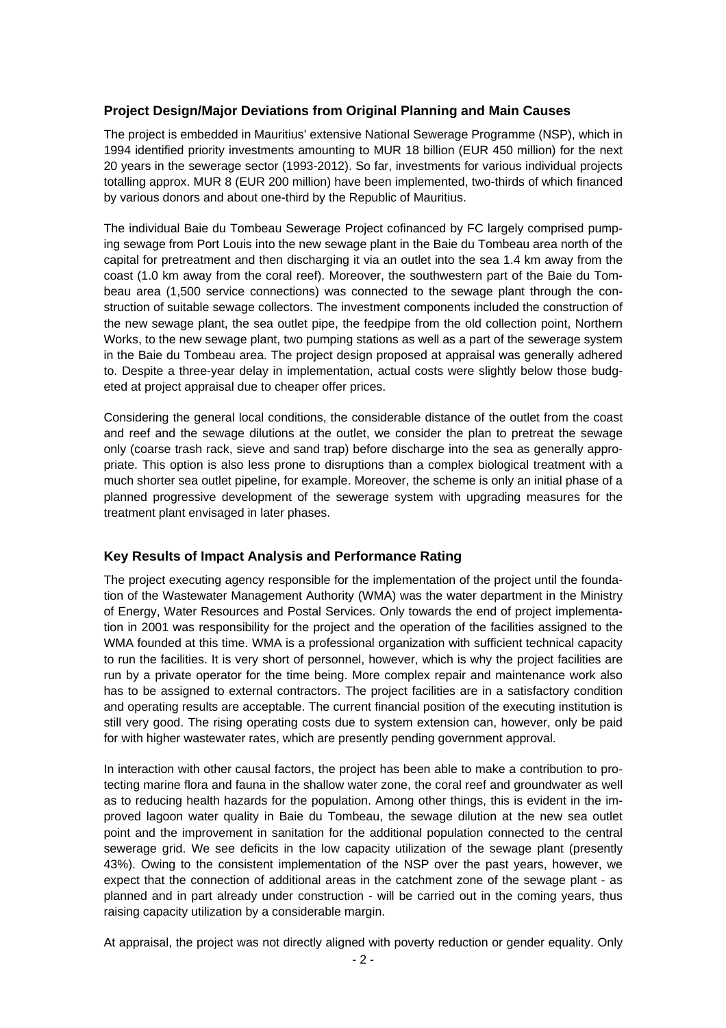## Project Design/Major Deviations from Original Planning and Main Causes

The project is embedded in Mauritius' extensive National Sewerage Programme (NSP), which in 1994 identified priority investments amounting to MUR 18 billion (EUR 450 million) for the next 20 years in the sewerage sector (1993-2012). So far, investments for various individual projects totalling approx. MUR 8 (EUR 200 million) have been implemented, two-thirds of which financed by various donors and about one-third by the Republic of Mauritius.

The individual Baie du Tombeau Sewerage Project cofinanced by FC largely comprised pumping sewage from Port Louis into the new sewage plant in the Baie du Tombeau area north of the capital for pretreatment and then discharging it via an outlet into the sea 1.4 km away from the coast (1.0 km away from the coral reef). Moreover, the southwestern part of the Baie du Tombeau area (1,500 service connections) was connected to the sewage plant through the construction of suitable sewage collectors. The investment components included the construction of the new sewage plant, the sea outlet pipe, the feedpipe from the old collection point, Northern Works, to the new sewage plant, two pumping stations as well as a part of the sewerage system in the Baie du Tombeau area. The project design proposed at appraisal was generally adhered to. Despite a three-year delay in implementation, actual costs were slightly below those budgeted at project appraisal due to cheaper offer prices.

Considering the general local conditions, the considerable distance of the outlet from the coast and reef and the sewage dilutions at the outlet, we consider the plan to pretreat the sewage only (coarse trash rack, sieve and sand trap) before discharge into the sea as generally appropriate. This option is also less prone to disruptions than a complex biological treatment with a much shorter sea outlet pipeline, for example. Moreover, the scheme is only an initial phase of a planned progressive development of the sewerage system with upgrading measures for the treatment plant envisaged in later phases.

## Key Results of Impact Analysis and Performance Rating

The project executing agency responsible for the implementation of the project until the foundation of the Wastewater Management Authority (WMA) was the water department in the Ministry of Energy, Water Resources and Postal Services. Only towards the end of project implementation in 2001 was responsibility for the project and the operation of the facilities assigned to the WMA founded at this time. WMA is a professional organization with sufficient technical capacity to run the facilities. It is very short of personnel, however, which is why the project facilities are run by a private operator for the time being. More complex repair and maintenance work also has to be assigned to external contractors. The project facilities are in a satisfactory condition and operating results are acceptable. The current financial position of the executing institution is still very good. The rising operating costs due to system extension can, however, only be paid for with higher wastewater rates, which are presently pending government approval.

In interaction with other causal factors, the project has been able to make a contribution to protecting marine flora and fauna in the shallow water zone, the coral reef and groundwater as well as to reducing health hazards for the population. Among other things, this is evident in the improved lagoon water quality in Baie du Tombeau, the sewage dilution at the new sea outlet point and the improvement in sanitation for the additional population connected to the central sewerage grid. We see deficits in the low capacity utilization of the sewage plant (presently 43%). Owing to the consistent implementation of the NSP over the past years, however, we expect that the connection of additional areas in the catchment zone of the sewage plant - as planned and in part already under construction - will be carried out in the coming years, thus raising capacity utilization by a considerable margin.

At appraisal, the project was not directly aligned with poverty reduction or gender equality. Only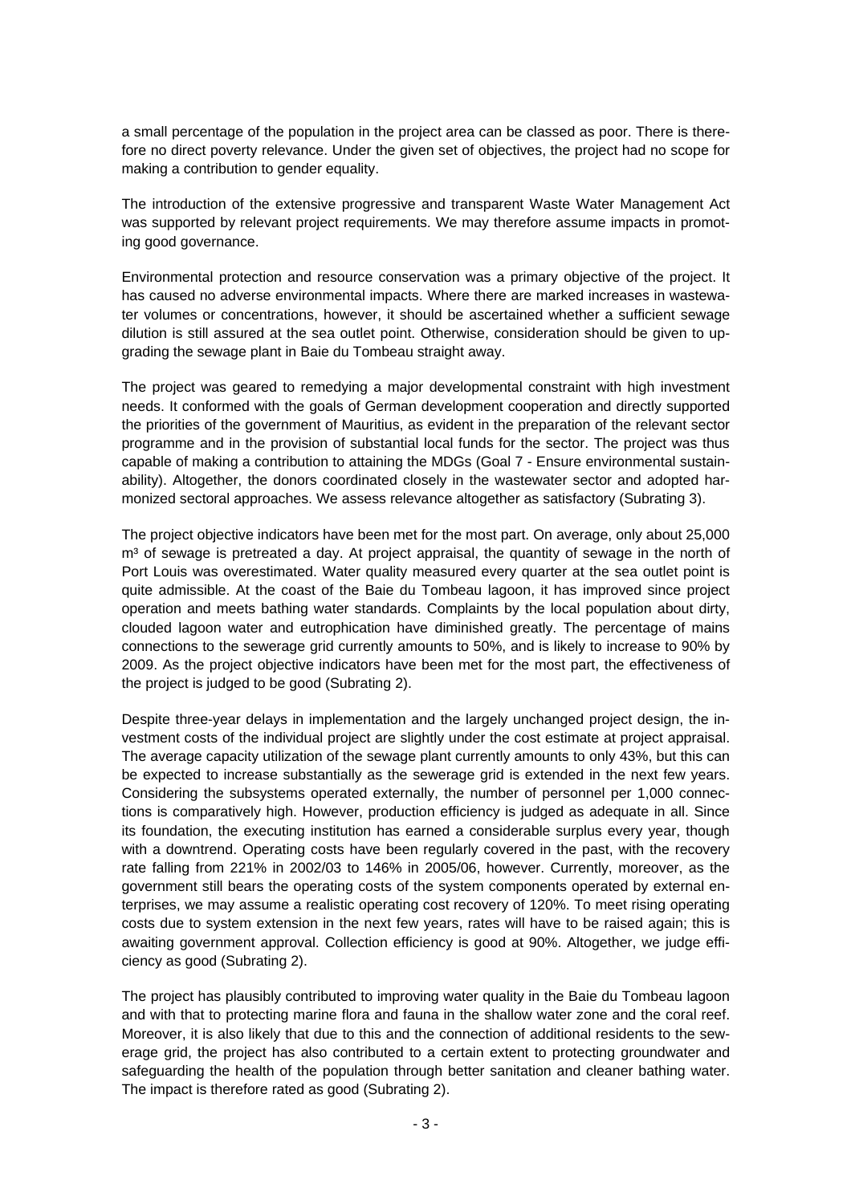a small percentage of the population in the project area can be classed as poor. There is therefore no direct poverty relevance. Under the given set of objectives, the project had no scope for making a contribution to gender equality.

The introduction of the extensive progressive and transparent Waste Water Management Act was supported by relevant project requirements. We may therefore assume impacts in promoting good governance.

Environmental protection and resource conservation was a primary objective of the project. It has caused no adverse environmental impacts. Where there are marked increases in wastewater volumes or concentrations, however, it should be ascertained whether a sufficient sewage dilution is still assured at the sea outlet point. Otherwise, consideration should be given to upgrading the sewage plant in Baie du Tombeau straight away.

The project was geared to remedying a major developmental constraint with high investment needs. It conformed with the goals of German development cooperation and directly supported the priorities of the government of Mauritius, as evident in the preparation of the relevant sector programme and in the provision of substantial local funds for the sector. The project was thus capable of making a contribution to attaining the MDGs (Goal 7 - Ensure environmental sustainability). Altogether, the donors coordinated closely in the wastewater sector and adopted harmonized sectoral approaches. We assess relevance altogether as satisfactory (Subrating 3).

The project objective indicators have been met for the most part. On average, only about 25,000 $m^3$ of sewage is pretreated a day. At project appraisal, the quantity of sewage in the north of Port Louis was overestimated. Water quality measured every quarter at the sea outlet point is quite admissible. At the coast of the Baie du Tombeau lagoon, it has improved since project operation and meets bathing water standards. Complaints by the local population about dirty, clouded lagoon water and eutrophication have diminished greatly. The percentage of mains connections to the sewerage grid currently amounts to 50%, and is likely to increase to 90% by 2009. As the project objective indicators have been met for the most part, the effectiveness of the project is judged to be good (Subrating 2).

Despite three-year delays in implementation and the largely unchanged project design, the investment costs of the individual project are slightly under the cost estimate at project appraisal. The average capacity utilization of the sewage plant currently amounts to only 43%, but this can be expected to increase substantially as the sewerage grid is extended in the next few years. Considering the subsystems operated externally, the number of personnel per 1,000 connections is comparatively high. However, production efficiency is judged as adequate in all. Since its foundation, the executing institution has earned a considerable surplus every year, though with a downtrend. Operating costs have been regularly covered in the past, with the recovery rate falling from 221% in 2002/03 to 146% in 2005/06, however. Currently, moreover, as the government still bears the operating costs of the system components operated by external enterprises, we may assume a realistic operating cost recovery of 120%. To meet rising operating costs due to system extension in the next few years, rates will have to be raised again; this is awaiting government approval. Collection efficiency is good at 90%. Altogether, we judge efficiency as good (Subrating 2).

The project has plausibly contributed to improving water quality in the Baie du Tombeau lagoon and with that to protecting marine flora and fauna in the shallow water zone and the coral reef. Moreover, it is also likely that due to this and the connection of additional residents to the sewerage grid, the project has also contributed to a certain extent to protecting groundwater and safeguarding the health of the population through better sanitation and cleaner bathing water. The impact is therefore rated as good (Subrating 2).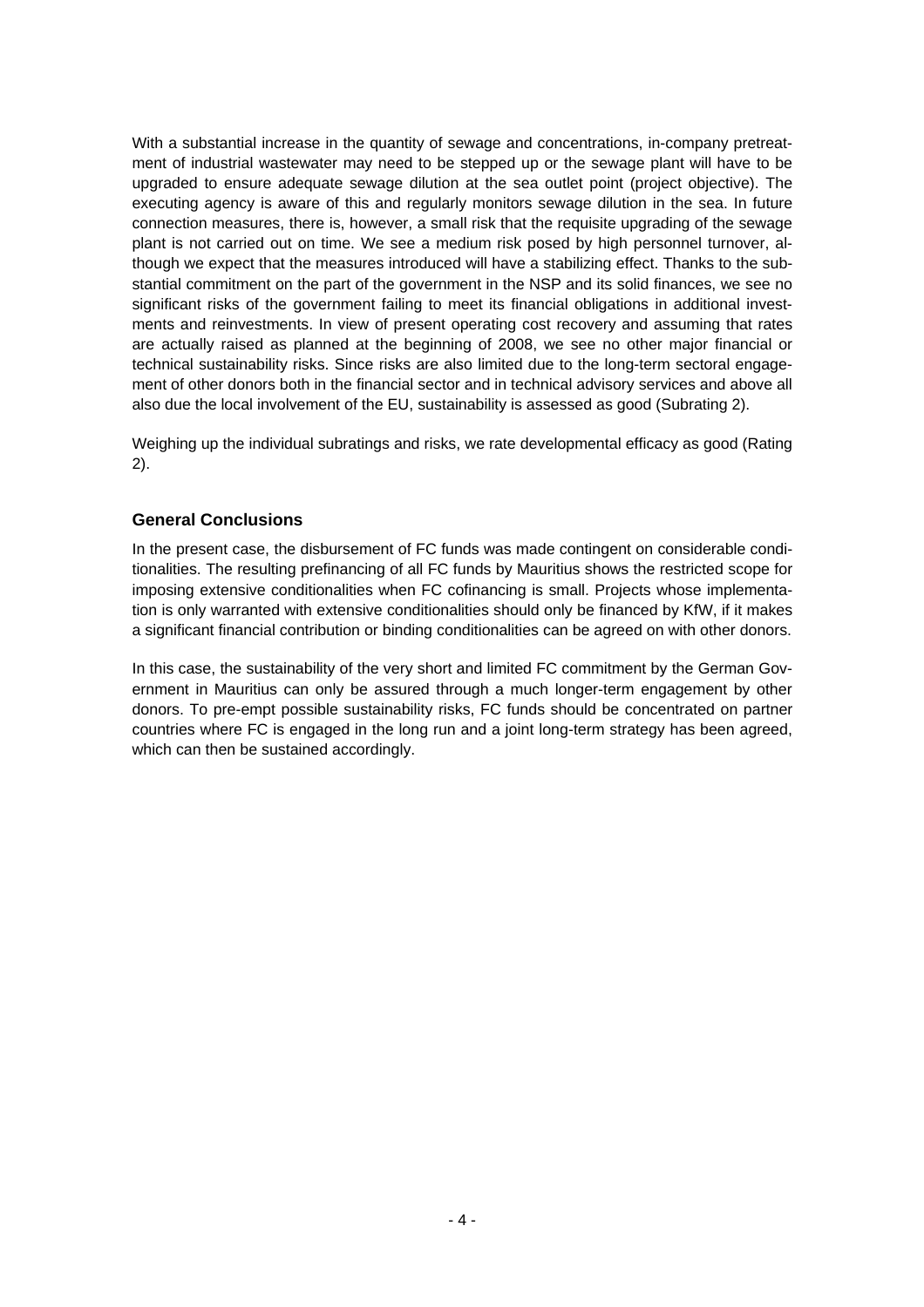With a substantial increase in the quantity of sewage and concentrations, in-company pretreatment of industrial wastewater may need to be stepped up or the sewage plant will have to be upgraded to ensure adequate sewage dilution at the sea outlet point (project objective). The executing agency is aware of this and regularly monitors sewage dilution in the sea. In future connection measures, there is, however, a small risk that the requisite upgrading of the sewage plant is not carried out on time. We see a medium risk posed by high personnel turnover, although we expect that the measures introduced will have a stabilizing effect. Thanks to the substantial commitment on the part of the government in the NSP and its solid finances, we see no significant risks of the government failing to meet its financial obligations in additional investments and reinvestments. In view of present operating cost recovery and assuming that rates are actually raised as planned at the beginning of 2008, we see no other major financial or technical sustainability risks. Since risks are also limited due to the long-term sectoral engagement of other donors both in the financial sector and in technical advisory services and above all also due the local involvement of the EU, sustainability is assessed as good (Subrating 2).

Weighing up the individual subratings and risks, we rate developmental efficacy as good (Rating 2).

### General Conclusions

In the present case, the disbursement of FC funds was made contingent on considerable conditionalities. The resulting prefinancing of all FC funds by Mauritius shows the restricted scope for imposing extensive conditionalities when FC cofinancing is small. Projects whose implementation is only warranted with extensive conditionalities should only be financed by KfW, if it makes a significant financial contribution or binding conditionalities can be agreed on with other donors.

In this case, the sustainability of the very short and limited FC commitment by the German Government in Mauritius can only be assured through a much longer-term engagement by other donors. To pre-empt possible sustainability risks, FC funds should be concentrated on partner countries where FC is engaged in the long run and a joint long-term strategy has been agreed, which can then be sustained accordingly.